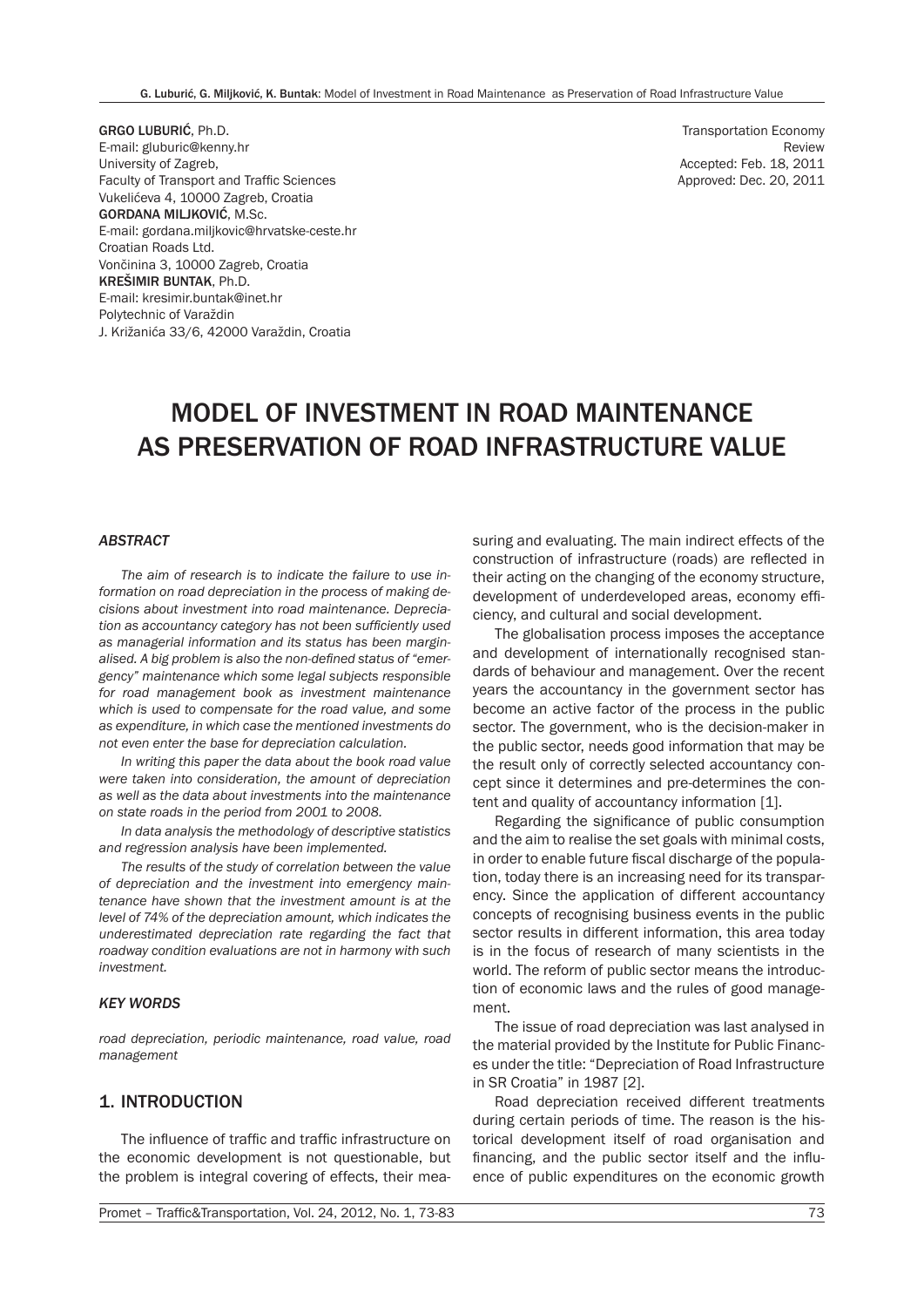**GRGO LUBURIĆ**, Ph.D.
E-mail: gluburic@kenny.hr
University of Zagreb,
Faculty of Transport and Traffic Sciences
Vukelićeva 4, 10000 Zagreb, Croatia
**GORDANA MILJKOVIĆ**, M.Sc.
E-mail: gordana.miljkovic@hrvatske-ceste.hr
Croatian Roads Ltd.
Vončinina 3, 10000 Zagreb, Croatia
**KREŠIMIR BUNTAK**, Ph.D.
E-mail: kresimir.buntak@inet.hr
Polytechnic of Varaždin
J. Križanića 33/6, 42000 Varaždin, Croatia

Transportation Economy
Review
Accepted: Feb. 18, 2011
Approved: Dec. 20, 2011

# MODEL OF INVESTMENT IN ROAD MAINTENANCE AS PRESERVATION OF ROAD INFRASTRUCTURE VALUE

### *ABSTRACT*

*The aim of research is to indicate the failure to use information on road depreciation in the process of making decisions about investment into road maintenance. Depreciation as accountancy category has not been sufficiently used as managerial information and its status has been marginalised. A big problem is also the non-defined status of "emergency" maintenance which some legal subjects responsible for road management book as investment maintenance which is used to compensate for the road value, and some as expenditure, in which case the mentioned investments do not even enter the base for depreciation calculation.*

*In writing this paper the data about the book road value were taken into consideration, the amount of depreciation as well as the data about investments into the maintenance on state roads in the period from 2001 to 2008.*

*In data analysis the methodology of descriptive statistics and regression analysis have been implemented.*

*The results of the study of correlation between the value of depreciation and the investment into emergency maintenance have shown that the investment amount is at the level of 74% of the depreciation amount, which indicates the underestimated depreciation rate regarding the fact that roadway condition evaluations are not in harmony with such investment.*

### *KEY WORDS*

*road depreciation, periodic maintenance, road value, road management*

## 1. INTRODUCTION

The influence of traffic and traffic infrastructure on the economic development is not questionable, but the problem is integral covering of effects, their measuring and evaluating. The main indirect effects of the construction of infrastructure (roads) are reflected in their acting on the changing of the economy structure, development of underdeveloped areas, economy efficiency, and cultural and social development.

The globalisation process imposes the acceptance and development of internationally recognised standards of behaviour and management. Over the recent years the accountancy in the government sector has become an active factor of the process in the public sector. The government, who is the decision-maker in the public sector, needs good information that may be the result only of correctly selected accountancy concept since it determines and pre-determines the content and quality of accountancy information [1].

Regarding the significance of public consumption and the aim to realise the set goals with minimal costs, in order to enable future fiscal discharge of the population, today there is an increasing need for its transparency. Since the application of different accountancy concepts of recognising business events in the public sector results in different information, this area today is in the focus of research of many scientists in the world. The reform of public sector means the introduction of economic laws and the rules of good management.

The issue of road depreciation was last analysed in the material provided by the Institute for Public Finances under the title: "Depreciation of Road Infrastructure in SR Croatia" in 1987 [2].

Road depreciation received different treatments during certain periods of time. The reason is the historical development itself of road organisation and financing, and the public sector itself and the influence of public expenditures on the economic growth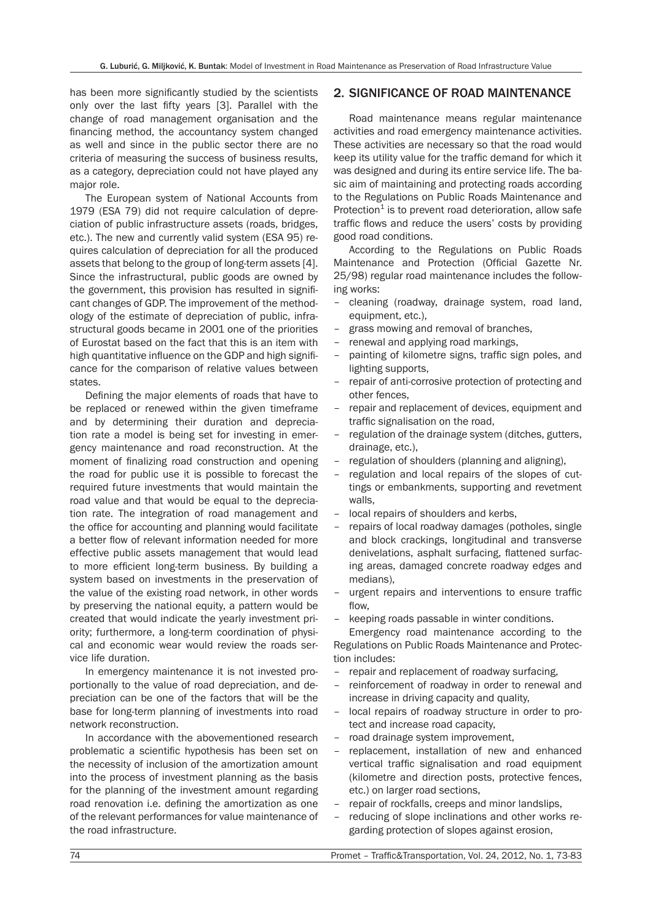has been more significantly studied by the scientists only over the last fifty years [3]. Parallel with the change of road management organisation and the financing method, the accountancy system changed as well and since in the public sector there are no criteria of measuring the success of business results, as a category, depreciation could not have played any major role.

The European system of National Accounts from 1979 (ESA 79) did not require calculation of depreciation of public infrastructure assets (roads, bridges, etc.). The new and currently valid system (ESA 95) requires calculation of depreciation for all the produced assets that belong to the group of long-term assets [4]. Since the infrastructural, public goods are owned by the government, this provision has resulted in significant changes of GDP. The improvement of the methodology of the estimate of depreciation of public, infrastructural goods became in 2001 one of the priorities of Eurostat based on the fact that this is an item with high quantitative influence on the GDP and high significance for the comparison of relative values between states.

Defining the major elements of roads that have to be replaced or renewed within the given timeframe and by determining their duration and depreciation rate a model is being set for investing in emergency maintenance and road reconstruction. At the moment of finalizing road construction and opening the road for public use it is possible to forecast the required future investments that would maintain the road value and that would be equal to the depreciation rate. The integration of road management and the office for accounting and planning would facilitate a better flow of relevant information needed for more effective public assets management that would lead to more efficient long-term business. By building a system based on investments in the preservation of the value of the existing road network, in other words by preserving the national equity, a pattern would be created that would indicate the yearly investment priority; furthermore, a long-term coordination of physical and economic wear would review the roads service life duration.

In emergency maintenance it is not invested proportionally to the value of road depreciation, and depreciation can be one of the factors that will be the base for long-term planning of investments into road network reconstruction.

In accordance with the abovementioned research problematic a scientific hypothesis has been set on the necessity of inclusion of the amortization amount into the process of investment planning as the basis for the planning of the investment amount regarding road renovation i.e. defining the amortization as one of the relevant performances for value maintenance of the road infrastructure.

## 2. SIGNIFICANCE OF ROAD MAINTENANCE

Road maintenance means regular maintenance activities and road emergency maintenance activities. These activities are necessary so that the road would keep its utility value for the traffic demand for which it was designed and during its entire service life. The basic aim of maintaining and protecting roads according to the Regulations on Public Roads Maintenance and Protection[1] is to prevent road deterioration, allow safe traffic flows and reduce the users' costs by providing good road conditions.

According to the Regulations on Public Roads Maintenance and Protection (Official Gazette Nr. 25/98) regular road maintenance includes the following works:

- cleaning (roadway, drainage system, road land, equipment, etc.),
- grass mowing and removal of branches,
- renewal and applying road markings,
- painting of kilometre signs, traffic sign poles, and lighting supports,
- repair of anti-corrosive protection of protecting and other fences,
- repair and replacement of devices, equipment and traffic signalisation on the road,
- regulation of the drainage system (ditches, gutters, drainage, etc.),
- regulation of shoulders (planning and aligning),
- regulation and local repairs of the slopes of cuttings or embankments, supporting and revetment walls,
- local repairs of shoulders and kerbs,
- repairs of local roadway damages (potholes, single and block crackings, longitudinal and transverse denivelations, asphalt surfacing, flattened surfacing areas, damaged concrete roadway edges and medians),
- urgent repairs and interventions to ensure traffic flow,
- keeping roads passable in winter conditions.

Emergency road maintenance according to the Regulations on Public Roads Maintenance and Protection includes:

- repair and replacement of roadway surfacing,
- reinforcement of roadway in order to renewal and increase in driving capacity and quality,
- local repairs of roadway structure in order to protect and increase road capacity,
- road drainage system improvement,
- replacement, installation of new and enhanced vertical traffic signalisation and road equipment (kilometre and direction posts, protective fences, etc.) on larger road sections,
- repair of rockfalls, creeps and minor landslips,
- reducing of slope inclinations and other works regarding protection of slopes against erosion,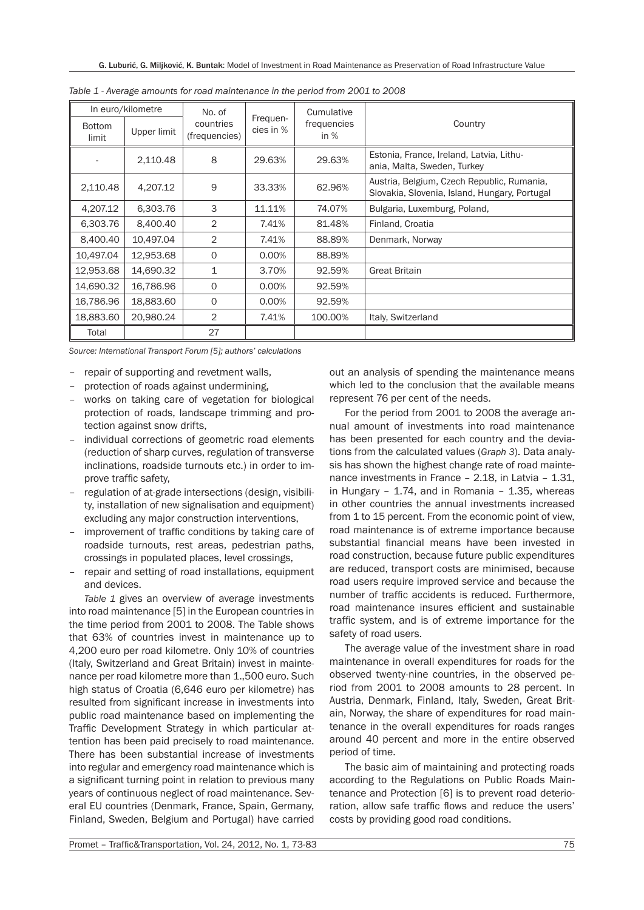*Table 1 - Average amounts for road maintenance in the period from 2001 to 2008*

| In euro/kilometre | | No. of countries (frequencies) | Frequencies in % | Cumulative frequencies in % | Country |
|---|---|---|---|---|---|
| Bottom limit | Upper limit | | | | |
| - | 2,110.48 | 8 | 29.63% | 29.63% | Estonia, France, Ireland, Latvia, Lithuania, Malta, Sweden, Turkey |
| 2,110.48 | 4,207.12 | 9 | 33.33% | 62.96% | Austria, Belgium, Czech Republic, Rumania, Slovakia, Slovenia, Island, Hungary, Portugal |
| 4,207.12 | 6,303.76 | 3 | 11.11% | 74.07% | Bulgaria, Luxemburg, Poland, |
| 6,303.76 | 8,400.40 | 2 | 7.41% | 81.48% | Finland, Croatia |
| 8,400.40 | 10,497.04 | 2 | 7.41% | 88.89% | Denmark, Norway |
| 10,497.04 | 12,953.68 | 0 | 0.00% | 88.89% | |
| 12,953.68 | 14,690.32 | 1 | 3.70% | 92.59% | Great Britain |
| 14,690.32 | 16,786.96 | 0 | 0.00% | 92.59% | |
| 16,786.96 | 18,883.60 | 0 | 0.00% | 92.59% | |
| 18,883.60 | 20,980.24 | 2 | 7.41% | 100.00% | Italy, Switzerland |
| Total | | 27 | | | |

*Source: International Transport Forum [5]; authors' calculations*

- repair of supporting and revetment walls,
- protection of roads against undermining,
- works on taking care of vegetation for biological protection of roads, landscape trimming and protection against snow drifts,
- individual corrections of geometric road elements (reduction of sharp curves, regulation of transverse inclinations, roadside turnouts etc.) in order to improve traffic safety,
- regulation of at-grade intersections (design, visibility, installation of new signalisation and equipment) excluding any major construction interventions,
- improvement of traffic conditions by taking care of roadside turnouts, rest areas, pedestrian paths, crossings in populated places, level crossings,
- repair and setting of road installations, equipment and devices.

*Table 1* gives an overview of average investments into road maintenance [5] in the European countries in the time period from 2001 to 2008. The Table shows that 63% of countries invest in maintenance up to 4,200 euro per road kilometre. Only 10% of countries (Italy, Switzerland and Great Britain) invest in maintenance per road kilometre more than 1.,500 euro. Such high status of Croatia (6,646 euro per kilometre) has resulted from significant increase in investments into public road maintenance based on implementing the Traffic Development Strategy in which particular attention has been paid precisely to road maintenance. There has been substantial increase of investments into regular and emergency road maintenance which is a significant turning point in relation to previous many years of continuous neglect of road maintenance. Several EU countries (Denmark, France, Spain, Germany, Finland, Sweden, Belgium and Portugal) have carried out an analysis of spending the maintenance means which led to the conclusion that the available means represent 76 per cent of the needs.

For the period from 2001 to 2008 the average annual amount of investments into road maintenance has been presented for each country and the deviations from the calculated values (*Graph 3*). Data analysis has shown the highest change rate of road maintenance investments in France – 2.18, in Latvia – 1.31, in Hungary – 1.74, and in Romania – 1.35, whereas in other countries the annual investments increased from 1 to 15 percent. From the economic point of view, road maintenance is of extreme importance because substantial financial means have been invested in road construction, because future public expenditures are reduced, transport costs are minimised, because road users require improved service and because the number of traffic accidents is reduced. Furthermore, road maintenance insures efficient and sustainable traffic system, and is of extreme importance for the safety of road users.

The average value of the investment share in road maintenance in overall expenditures for roads for the observed twenty-nine countries, in the observed period from 2001 to 2008 amounts to 28 percent. In Austria, Denmark, Finland, Italy, Sweden, Great Britain, Norway, the share of expenditures for road maintenance in the overall expenditures for roads ranges around 40 percent and more in the entire observed period of time.

The basic aim of maintaining and protecting roads according to the Regulations on Public Roads Maintenance and Protection [6] is to prevent road deterioration, allow safe traffic flows and reduce the users' costs by providing good road conditions.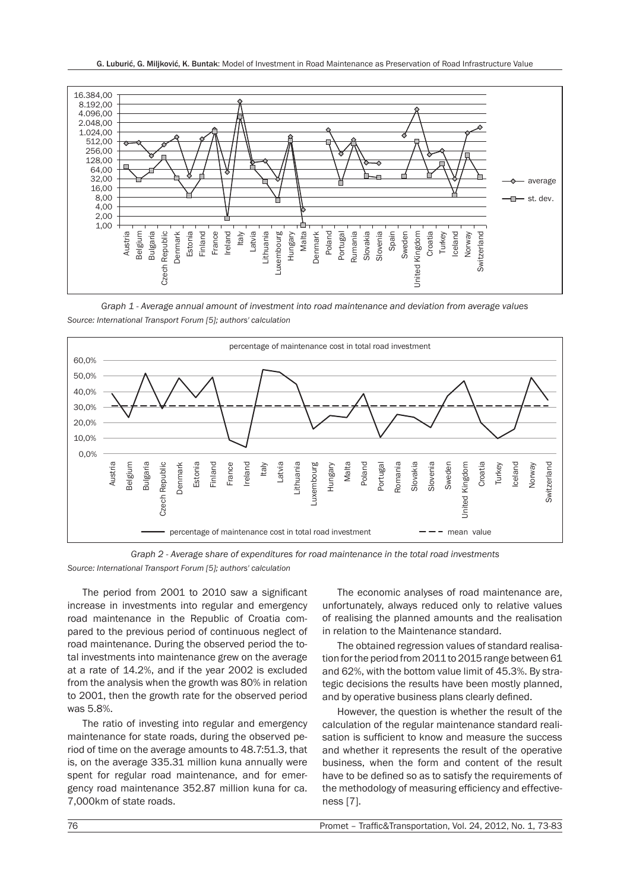*Graph 1 - Average annual amount of investment into road maintenance and deviation from average values*

*Source: International Transport Forum [5]; authors' calculation*

*Graph 2 - Average share of expenditures for road maintenance in the total road investments*

*Source: International Transport Forum [5]; authors' calculation*

The period from 2001 to 2010 saw a significant increase in investments into regular and emergency road maintenance in the Republic of Croatia compared to the previous period of continuous neglect of road maintenance. During the observed period the total investments into maintenance grew on the average at a rate of 14.2%, and if the year 2002 is excluded from the analysis when the growth was 80% in relation to 2001, then the growth rate for the observed period was 5.8%.

The ratio of investing into regular and emergency maintenance for state roads, during the observed period of time on the average amounts to 48.7:51.3, that is, on the average 335.31 million kuna annually were spent for regular road maintenance, and for emergency road maintenance 352.87 million kuna for ca. 7,000km of state roads.

The economic analyses of road maintenance are, unfortunately, always reduced only to relative values of realising the planned amounts and the realisation in relation to the Maintenance standard.

The obtained regression values of standard realisation for the period from 2011 to 2015 range between 61 and 62%, with the bottom value limit of 45.3%. By strategic decisions the results have been mostly planned, and by operative business plans clearly defined.

However, the question is whether the result of the calculation of the regular maintenance standard realisation is sufficient to know and measure the success and whether it represents the result of the operative business, when the form and content of the result have to be defined so as to satisfy the requirements of the methodology of measuring efficiency and effectiveness [7].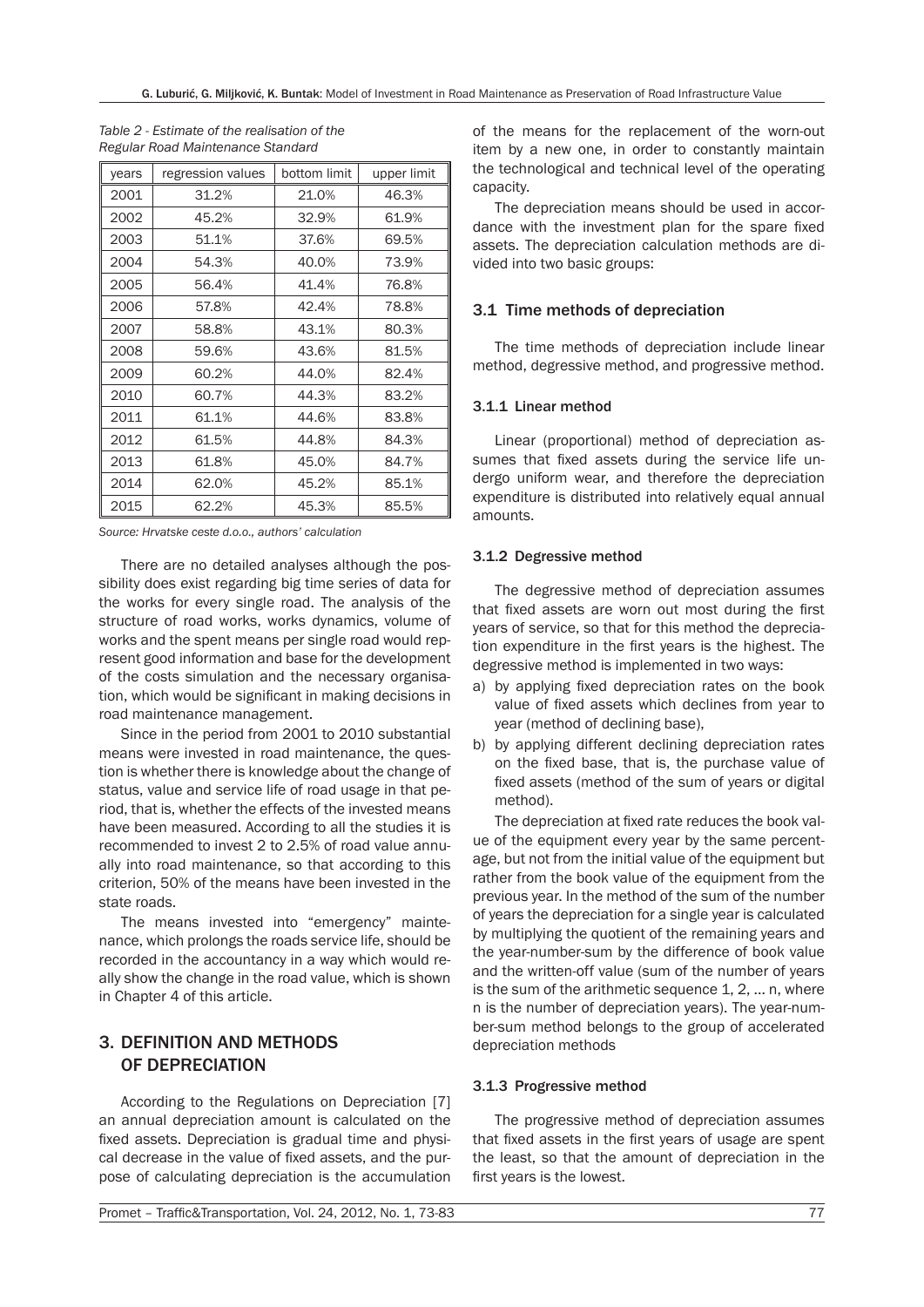*Table 2 - Estimate of the realisation of the Regular Road Maintenance Standard*

| years | regression values | bottom limit | upper limit |
|---|---|---|---|
| 2001 | 31.2% | 21.0% | 46.3% |
| 2002 | 45.2% | 32.9% | 61.9% |
| 2003 | 51.1% | 37.6% | 69.5% |
| 2004 | 54.3% | 40.0% | 73.9% |
| 2005 | 56.4% | 41.4% | 76.8% |
| 2006 | 57.8% | 42.4% | 78.8% |
| 2007 | 58.8% | 43.1% | 80.3% |
| 2008 | 59.6% | 43.6% | 81.5% |
| 2009 | 60.2% | 44.0% | 82.4% |
| 2010 | 60.7% | 44.3% | 83.2% |
| 2011 | 61.1% | 44.6% | 83.8% |
| 2012 | 61.5% | 44.8% | 84.3% |
| 2013 | 61.8% | 45.0% | 84.7% |
| 2014 | 62.0% | 45.2% | 85.1% |
| 2015 | 62.2% | 45.3% | 85.5% |

*Source: Hrvatske ceste d.o.o., authors' calculation*

There are no detailed analyses although the possibility does exist regarding big time series of data for the works for every single road. The analysis of the structure of road works, works dynamics, volume of works and the spent means per single road would represent good information and base for the development of the costs simulation and the necessary organisation, which would be significant in making decisions in road maintenance management.

Since in the period from 2001 to 2010 substantial means were invested in road maintenance, the question is whether there is knowledge about the change of status, value and service life of road usage in that period, that is, whether the effects of the invested means have been measured. According to all the studies it is recommended to invest 2 to 2.5% of road value annually into road maintenance, so that according to this criterion, 50% of the means have been invested in the state roads.

The means invested into "emergency" maintenance, which prolongs the roads service life, should be recorded in the accountancy in a way which would really show the change in the road value, which is shown in Chapter 4 of this article.

## 3. DEFINITION AND METHODS OF DEPRECIATION

According to the Regulations on Depreciation [7] an annual depreciation amount is calculated on the fixed assets. Depreciation is gradual time and physical decrease in the value of fixed assets, and the purpose of calculating depreciation is the accumulation of the means for the replacement of the worn-out item by a new one, in order to constantly maintain the technological and technical level of the operating capacity.

The depreciation means should be used in accordance with the investment plan for the spare fixed assets. The depreciation calculation methods are divided into two basic groups:

### 3.1 Time methods of depreciation

The time methods of depreciation include linear method, degressive method, and progressive method.

#### 3.1.1 Linear method

Linear (proportional) method of depreciation assumes that fixed assets during the service life undergo uniform wear, and therefore the depreciation expenditure is distributed into relatively equal annual amounts.

#### 3.1.2 Degressive method

The degressive method of depreciation assumes that fixed assets are worn out most during the first years of service, so that for this method the depreciation expenditure in the first years is the highest. The degressive method is implemented in two ways:

a) by applying fixed depreciation rates on the book value of fixed assets which declines from year to year (method of declining base),
b) by applying different declining depreciation rates on the fixed base, that is, the purchase value of fixed assets (method of the sum of years or digital method).

The depreciation at fixed rate reduces the book value of the equipment every year by the same percentage, but not from the initial value of the equipment but rather from the book value of the equipment from the previous year. In the method of the sum of the number of years the depreciation for a single year is calculated by multiplying the quotient of the remaining years and the year-number-sum by the difference of book value and the written-off value (sum of the number of years is the sum of the arithmetic sequence 1, 2, ... n, where n is the number of depreciation years). The year-number-sum method belongs to the group of accelerated depreciation methods

#### 3.1.3 Progressive method

The progressive method of depreciation assumes that fixed assets in the first years of usage are spent the least, so that the amount of depreciation in the first years is the lowest.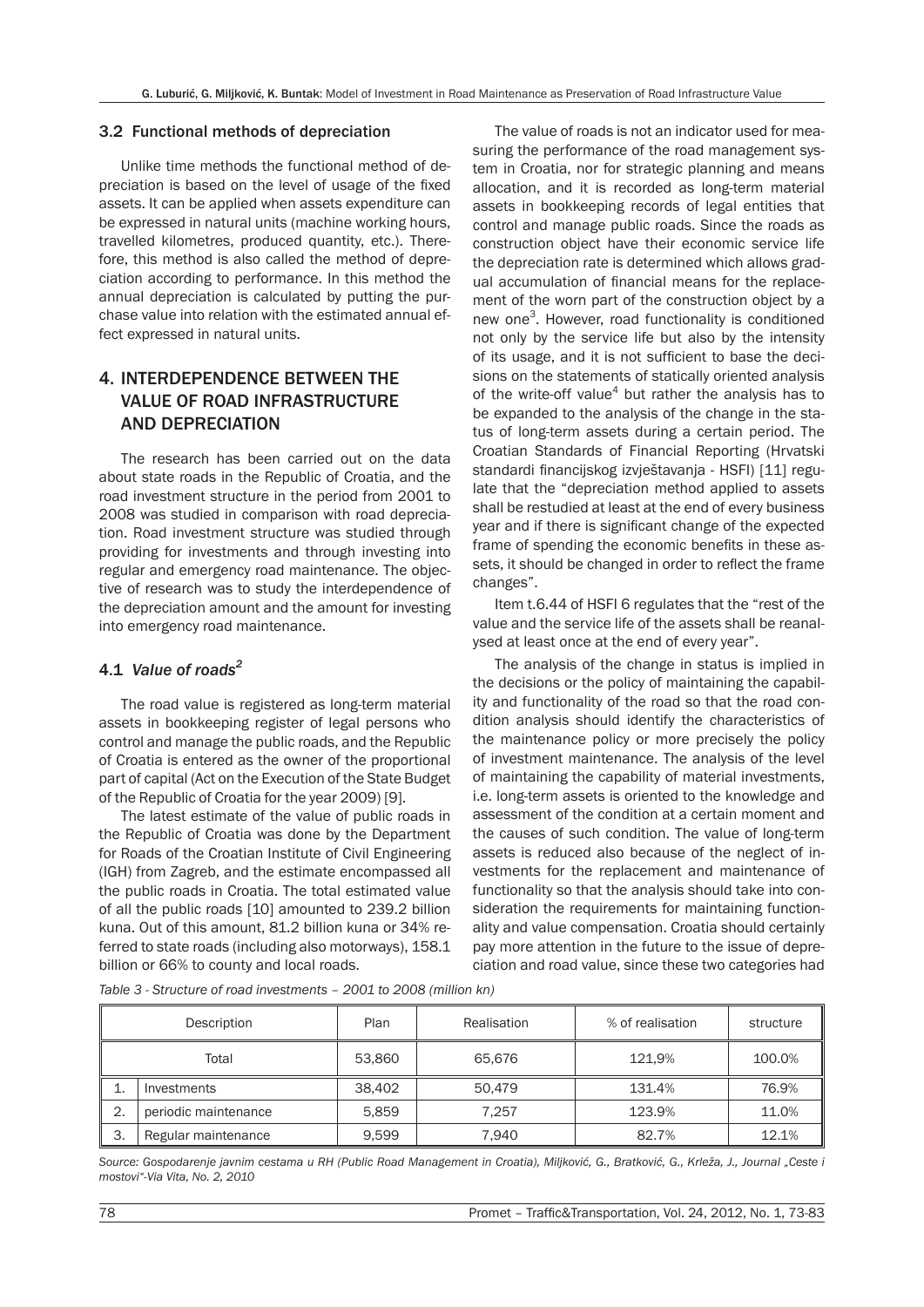### 3.2 Functional methods of depreciation

Unlike time methods the functional method of depreciation is based on the level of usage of the fixed assets. It can be applied when assets expenditure can be expressed in natural units (machine working hours, travelled kilometres, produced quantity, etc.). Therefore, this method is also called the method of depreciation according to performance. In this method the annual depreciation is calculated by putting the purchase value into relation with the estimated annual effect expressed in natural units.

## 4. INTERDEPENDENCE BETWEEN THE VALUE OF ROAD INFRASTRUCTURE AND DEPRECIATION

The research has been carried out on the data about state roads in the Republic of Croatia, and the road investment structure in the period from 2001 to 2008 was studied in comparison with road depreciation. Road investment structure was studied through providing for investments and through investing into regular and emergency road maintenance. The objective of research was to study the interdependence of the depreciation amount and the amount for investing into emergency road maintenance.

### 4.1 *Value of roads*[2]

The road value is registered as long-term material assets in bookkeeping register of legal persons who control and manage the public roads, and the Republic of Croatia is entered as the owner of the proportional part of capital (Act on the Execution of the State Budget of the Republic of Croatia for the year 2009) [9].

The latest estimate of the value of public roads in the Republic of Croatia was done by the Department for Roads of the Croatian Institute of Civil Engineering (IGH) from Zagreb, and the estimate encompassed all the public roads in Croatia. The total estimated value of all the public roads [10] amounted to 239.2 billion kuna. Out of this amount, 81.2 billion kuna or 34% referred to state roads (including also motorways), 158.1 billion or 66% to county and local roads.

The value of roads is not an indicator used for measuring the performance of the road management system in Croatia, nor for strategic planning and means allocation, and it is recorded as long-term material assets in bookkeeping records of legal entities that control and manage public roads. Since the roads as construction object have their economic service life the depreciation rate is determined which allows gradual accumulation of financial means for the replacement of the worn part of the construction object by a new one[3]. However, road functionality is conditioned not only by the service life but also by the intensity of its usage, and it is not sufficient to base the decisions on the statements of statically oriented analysis of the write-off value[4] but rather the analysis has to be expanded to the analysis of the change in the status of long-term assets during a certain period. The Croatian Standards of Financial Reporting (Hrvatski standardi financijskog izvještavanja - HSFI) [11] regulate that the "depreciation method applied to assets shall be restudied at least at the end of every business year and if there is significant change of the expected frame of spending the economic benefits in these assets, it should be changed in order to reflect the frame changes".

Item t.6.44 of HSFI 6 regulates that the "rest of the value and the service life of the assets shall be reanalysed at least once at the end of every year".

The analysis of the change in status is implied in the decisions or the policy of maintaining the capability and functionality of the road so that the road condition analysis should identify the characteristics of the maintenance policy or more precisely the policy of investment maintenance. The analysis of the level of maintaining the capability of material investments, i.e. long-term assets is oriented to the knowledge and assessment of the condition at a certain moment and the causes of such condition. The value of long-term assets is reduced also because of the neglect of investments for the replacement and maintenance of functionality so that the analysis should take into consideration the requirements for maintaining functionality and value compensation. Croatia should certainly pay more attention in the future to the issue of depreciation and road value, since these two categories had

*Table 3 - Structure of road investments – 2001 to 2008 (million kn)*

| Description | | Plan | Realisation | % of realisation | structure |
|---|---|---|---|---|---|
| Total | | 53,860 | 65,676 | 121,9% | 100.0% |
| 1. | Investments | 38,402 | 50,479 | 131.4% | 76.9% |
| 2. | periodic maintenance | 5,859 | 7,257 | 123.9% | 11.0% |
| 3. | Regular maintenance | 9,599 | 7,940 | 82.7% | 12.1% |

*Source: Gospodarenje javnim cestama u RH (Public Road Management in Croatia), Miljković, G., Bratković, G., Krleža, J., Journal „Ceste i mostovi"-Via Vita, No. 2, 2010*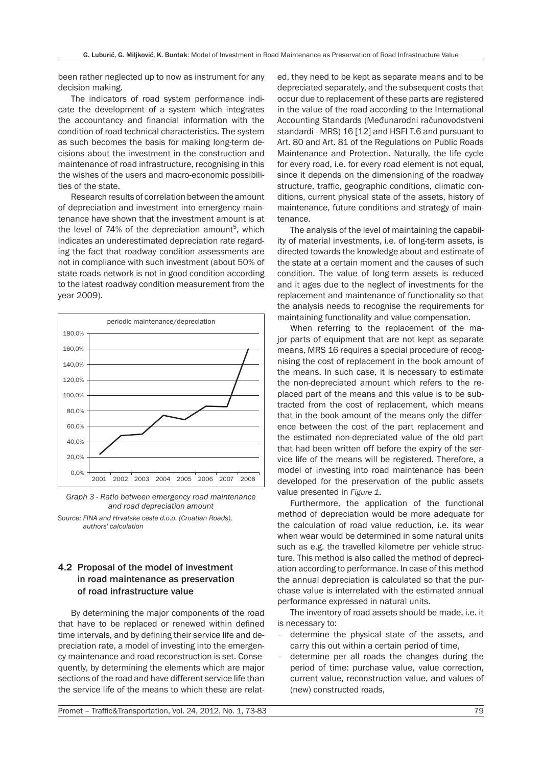been rather neglected up to now as instrument for any decision making.

The indicators of road system performance indicate the development of a system which integrates the accountancy and financial information with the condition of road technical characteristics. The system as such becomes the basis for making long-term decisions about the investment in the construction and maintenance of road infrastructure, recognising in this the wishes of the users and macro-economic possibilities of the state.

Research results of correlation between the amount of depreciation and investment into emergency maintenance have shown that the investment amount is at the level of 74% of the depreciation amount[5], which indicates an underestimated depreciation rate regarding the fact that roadway condition assessments are not in compliance with such investment (about 50% of state roads network is not in good condition according to the latest roadway condition measurement from the year 2009).

*Graph 3 - Ratio between emergency road maintenance and road depreciation amount*

*Source: FINA and Hrvatske ceste d.o.o. (Croatian Roads), authors' calculation*

## 4.2 Proposal of the model of investment in road maintenance as preservation of road infrastructure value

By determining the major components of the road that have to be replaced or renewed within defined time intervals, and by defining their service life and depreciation rate, a model of investing into the emergency maintenance and road reconstruction is set. Consequently, by determining the elements which are major sections of the road and have different service life than the service life of the means to which these are related, they need to be kept as separate means and to be depreciated separately, and the subsequent costs that occur due to replacement of these parts are registered in the value of the road according to the International Accounting Standards (Međunarodni računovodstveni standardi - MRS) 16 [12] and HSFI T.6 and pursuant to Art. 80 and Art. 81 of the Regulations on Public Roads Maintenance and Protection. Naturally, the life cycle for every road, i.e. for every road element is not equal, since it depends on the dimensioning of the roadway structure, traffic, geographic conditions, climatic conditions, current physical state of the assets, history of maintenance, future conditions and strategy of maintenance.

The analysis of the level of maintaining the capability of material investments, i.e. of long-term assets, is directed towards the knowledge about and estimate of the state at a certain moment and the causes of such condition. The value of long-term assets is reduced and it ages due to the neglect of investments for the replacement and maintenance of functionality so that the analysis needs to recognise the requirements for maintaining functionality and value compensation.

When referring to the replacement of the major parts of equipment that are not kept as separate means, MRS 16 requires a special procedure of recognising the cost of replacement in the book amount of the means. In such case, it is necessary to estimate the non-depreciated amount which refers to the replaced part of the means and this value is to be subtracted from the cost of replacement, which means that in the book amount of the means only the difference between the cost of the part replacement and the estimated non-depreciated value of the old part that had been written off before the expiry of the service life of the means will be registered. Therefore, a model of investing into road maintenance has been developed for the preservation of the public assets value presented in *Figure 1*.

Furthermore, the application of the functional method of depreciation would be more adequate for the calculation of road value reduction, i.e. its wear when wear would be determined in some natural units such as e.g. the travelled kilometre per vehicle structure. This method is also called the method of depreciation according to performance. In case of this method the annual depreciation is calculated so that the purchase value is interrelated with the estimated annual performance expressed in natural units.

The inventory of road assets should be made, i.e. it is necessary to:

- determine the physical state of the assets, and carry this out within a certain period of time,
- determine per all roads the changes during the period of time: purchase value, value correction, current value, reconstruction value, and values of (new) constructed roads,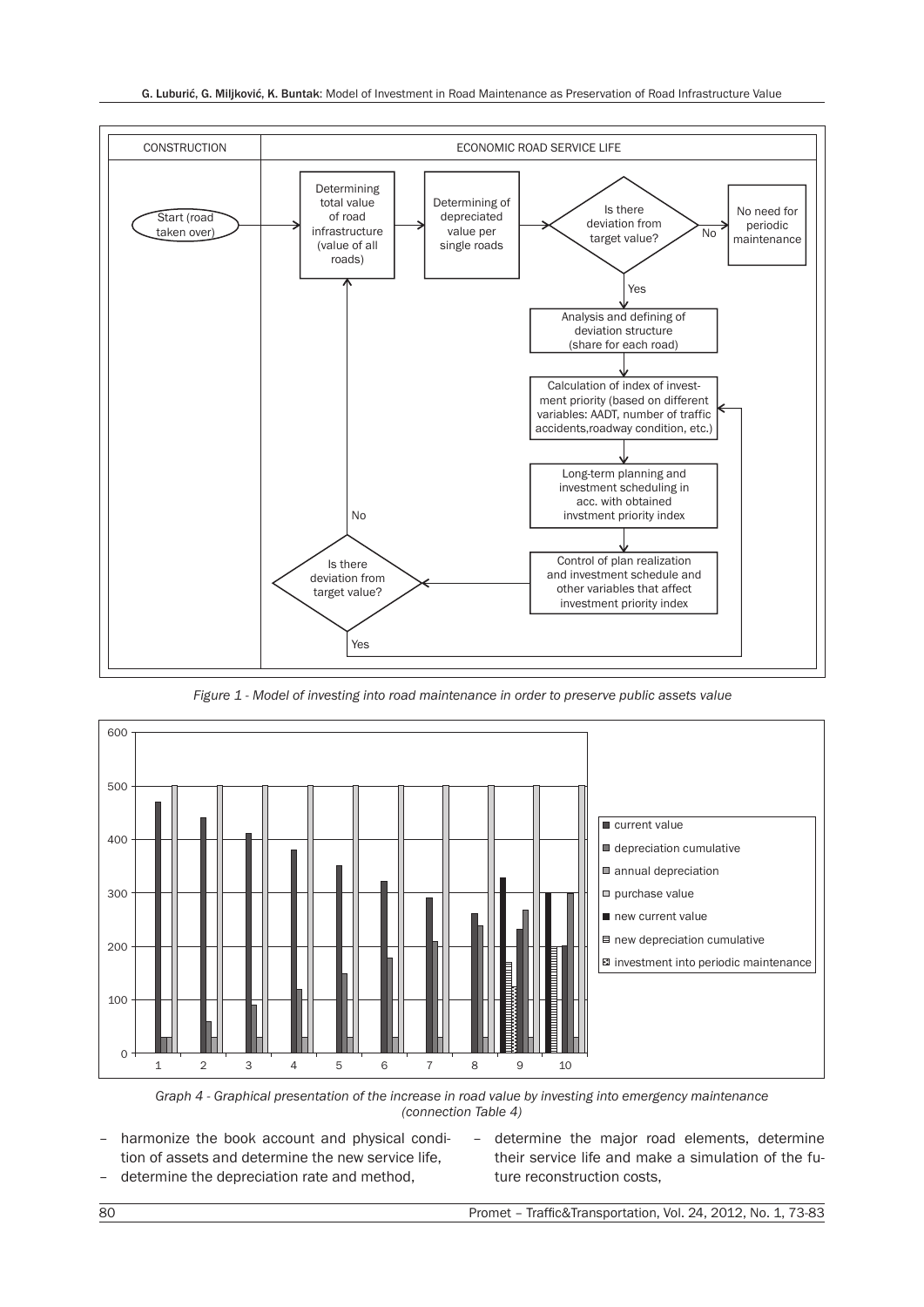Figure 1 - Model of investing into road maintenance in order to preserve public assets value

Graph 4 - Graphical presentation of the increase in road value by investing into emergency maintenance (connection Table 4)

- harmonize the book account and physical condition of assets and determine the new service life,
- determine the depreciation rate and method,
- determine the major road elements, determine their service life and make a simulation of the future reconstruction costs,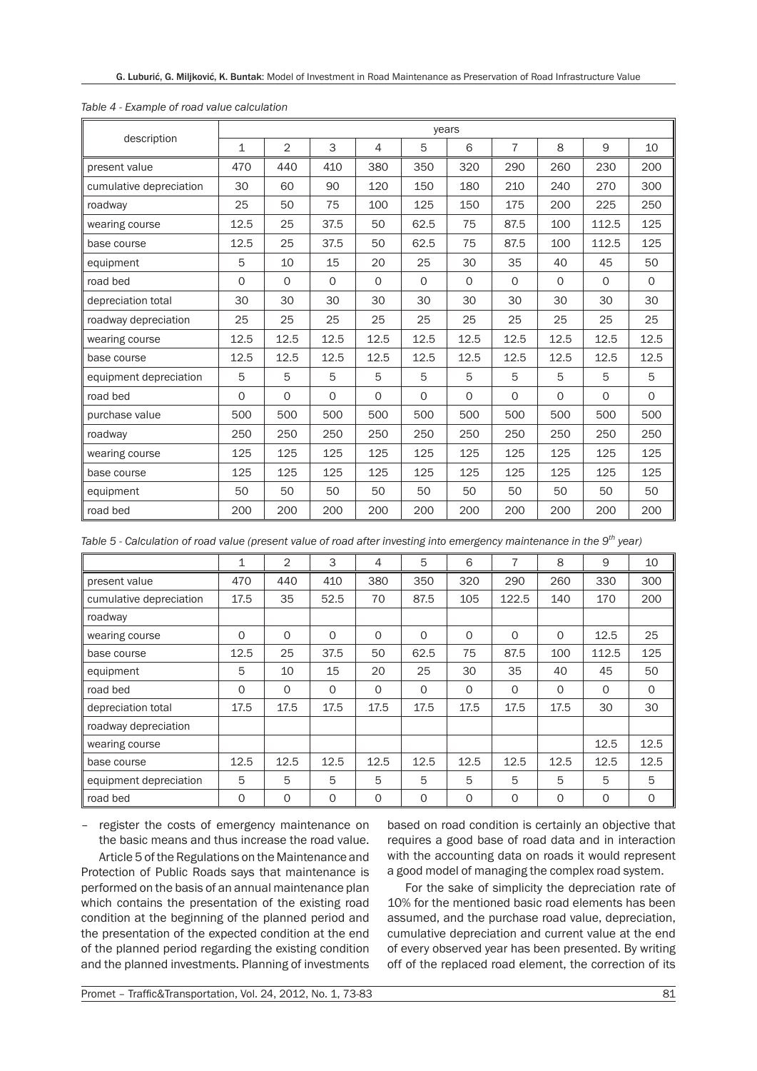*Table 4 - Example of road value calculation*

| description | years | | | | | | | | | |
|---|---|---|---|---|---|---|---|---|---|---|
| | 1 | 2 | 3 | 4 | 5 | 6 | 7 | 8 | 9 | 10 |
| present value | 470 | 440 | 410 | 380 | 350 | 320 | 290 | 260 | 230 | 200 |
| cumulative depreciation | 30 | 60 | 90 | 120 | 150 | 180 | 210 | 240 | 270 | 300 |
| roadway | 25 | 50 | 75 | 100 | 125 | 150 | 175 | 200 | 225 | 250 |
| wearing course | 12.5 | 25 | 37.5 | 50 | 62.5 | 75 | 87.5 | 100 | 112.5 | 125 |
| base course | 12.5 | 25 | 37.5 | 50 | 62.5 | 75 | 87.5 | 100 | 112.5 | 125 |
| equipment | 5 | 10 | 15 | 20 | 25 | 30 | 35 | 40 | 45 | 50 |
| road bed | 0 | 0 | 0 | 0 | 0 | 0 | 0 | 0 | 0 | 0 |
| depreciation total | 30 | 30 | 30 | 30 | 30 | 30 | 30 | 30 | 30 | 30 |
| roadway depreciation | 25 | 25 | 25 | 25 | 25 | 25 | 25 | 25 | 25 | 25 |
| wearing course | 12.5 | 12.5 | 12.5 | 12.5 | 12.5 | 12.5 | 12.5 | 12.5 | 12.5 | 12.5 |
| base course | 12.5 | 12.5 | 12.5 | 12.5 | 12.5 | 12.5 | 12.5 | 12.5 | 12.5 | 12.5 |
| equipment depreciation | 5 | 5 | 5 | 5 | 5 | 5 | 5 | 5 | 5 | 5 |
| road bed | 0 | 0 | 0 | 0 | 0 | 0 | 0 | 0 | 0 | 0 |
| purchase value | 500 | 500 | 500 | 500 | 500 | 500 | 500 | 500 | 500 | 500 |
| roadway | 250 | 250 | 250 | 250 | 250 | 250 | 250 | 250 | 250 | 250 |
| wearing course | 125 | 125 | 125 | 125 | 125 | 125 | 125 | 125 | 125 | 125 |
| base course | 125 | 125 | 125 | 125 | 125 | 125 | 125 | 125 | 125 | 125 |
| equipment | 50 | 50 | 50 | 50 | 50 | 50 | 50 | 50 | 50 | 50 |
| road bed | 200 | 200 | 200 | 200 | 200 | 200 | 200 | 200 | 200 | 200 |

*Table 5 - Calculation of road value (present value of road after investing into emergency maintenance in the 9th year)*

| | 1 | 2 | 3 | 4 | 5 | 6 | 7 | 8 | 9 | 10 |
|---|---|---|---|---|---|---|---|---|---|---|
| present value | 470 | 440 | 410 | 380 | 350 | 320 | 290 | 260 | 330 | 300 |
| cumulative depreciation | 17.5 | 35 | 52.5 | 70 | 87.5 | 105 | 122.5 | 140 | 170 | 200 |
| roadway | | | | | | | | | | |
| wearing course | 0 | 0 | 0 | 0 | 0 | 0 | 0 | 0 | 12.5 | 25 |
| base course | 12.5 | 25 | 37.5 | 50 | 62.5 | 75 | 87.5 | 100 | 112.5 | 125 |
| equipment | 5 | 10 | 15 | 20 | 25 | 30 | 35 | 40 | 45 | 50 |
| road bed | 0 | 0 | 0 | 0 | 0 | 0 | 0 | 0 | 0 | 0 |
| depreciation total | 17.5 | 17.5 | 17.5 | 17.5 | 17.5 | 17.5 | 17.5 | 17.5 | 30 | 30 |
| roadway depreciation | | | | | | | | | | |
| wearing course | | | | | | | | | 12.5 | 12.5 |
| base course | 12.5 | 12.5 | 12.5 | 12.5 | 12.5 | 12.5 | 12.5 | 12.5 | 12.5 | 12.5 |
| equipment depreciation | 5 | 5 | 5 | 5 | 5 | 5 | 5 | 5 | 5 | 5 |
| road bed | 0 | 0 | 0 | 0 | 0 | 0 | 0 | 0 | 0 | 0 |

– register the costs of emergency maintenance on the basic means and thus increase the road value.

Article 5 of the Regulations on the Maintenance and Protection of Public Roads says that maintenance is performed on the basis of an annual maintenance plan which contains the presentation of the existing road condition at the beginning of the planned period and the presentation of the expected condition at the end of the planned period regarding the existing condition and the planned investments. Planning of investments based on road condition is certainly an objective that requires a good base of road data and in interaction with the accounting data on roads it would represent a good model of managing the complex road system.

For the sake of simplicity the depreciation rate of 10% for the mentioned basic road elements has been assumed, and the purchase road value, depreciation, cumulative depreciation and current value at the end of every observed year has been presented. By writing off of the replaced road element, the correction of its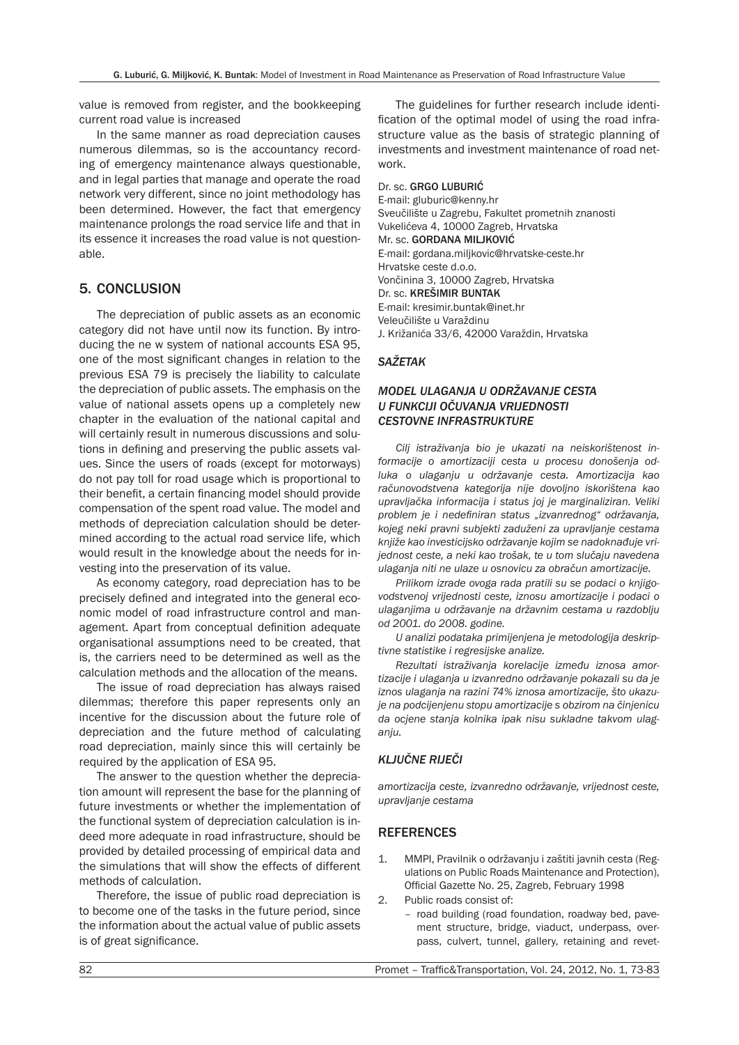value is removed from register, and the bookkeeping current road value is increased

In the same manner as road depreciation causes numerous dilemmas, so is the accountancy recording of emergency maintenance always questionable, and in legal parties that manage and operate the road network very different, since no joint methodology has been determined. However, the fact that emergency maintenance prolongs the road service life and that in its essence it increases the road value is not questionable.

## 5. CONCLUSION

The depreciation of public assets as an economic category did not have until now its function. By introducing the ne w system of national accounts ESA 95, one of the most significant changes in relation to the previous ESA 79 is precisely the liability to calculate the depreciation of public assets. The emphasis on the value of national assets opens up a completely new chapter in the evaluation of the national capital and will certainly result in numerous discussions and solutions in defining and preserving the public assets values. Since the users of roads (except for motorways) do not pay toll for road usage which is proportional to their benefit, a certain financing model should provide compensation of the spent road value. The model and methods of depreciation calculation should be determined according to the actual road service life, which would result in the knowledge about the needs for investing into the preservation of its value.

As economy category, road depreciation has to be precisely defined and integrated into the general economic model of road infrastructure control and management. Apart from conceptual definition adequate organisational assumptions need to be created, that is, the carriers need to be determined as well as the calculation methods and the allocation of the means.

The issue of road depreciation has always raised dilemmas; therefore this paper represents only an incentive for the discussion about the future role of depreciation and the future method of calculating road depreciation, mainly since this will certainly be required by the application of ESA 95.

The answer to the question whether the depreciation amount will represent the base for the planning of future investments or whether the implementation of the functional system of depreciation calculation is indeed more adequate in road infrastructure, should be provided by detailed processing of empirical data and the simulations that will show the effects of different methods of calculation.

Therefore, the issue of public road depreciation is to become one of the tasks in the future period, since the information about the actual value of public assets is of great significance.

The guidelines for further research include identification of the optimal model of using the road infrastructure value as the basis of strategic planning of investments and investment maintenance of road network.

Dr. sc. **GRGO LUBURIĆ**
E-mail: gluburic@kenny.hr
Sveučilište u Zagrebu, Fakultet prometnih znanosti
Vukelićeva 4, 10000 Zagreb, Hrvatska
Mr. sc. **GORDANA MILJKOVIĆ**
E-mail: gordana.miljkovic@hrvatske-ceste.hr
Hrvatske ceste d.o.o.
Vončinina 3, 10000 Zagreb, Hrvatska
Dr. sc. **KREŠIMIR BUNTAK**
E-mail: kresimir.buntak@inet.hr
Veleučilište u Varaždinu
J. Križanića 33/6, 42000 Varaždin, Hrvatska

### *SAŽETAK*

### *MODEL ULAGANJA U ODRŽAVANJE CESTA U FUNKCIJI OČUVANJA VRIJEDNOSTI CESTOVNE INFRASTRUKTURE*

*Cilj istraživanja bio je ukazati na neiskorištenost informacije o amortizaciji cesta u procesu donošenja odluka o ulaganju u održavanje cesta. Amortizacija kao računovodstvena kategorija nije dovoljno iskorištena kao upravljačka informacija i status joj je marginaliziran. Veliki problem je i nedefiniran status „izvanrednog" održavanja, kojeg neki pravni subjekti zaduženi za upravljanje cestama knjiže kao investicijsko održavanje kojim se nadoknađuje vrijednost ceste, a neki kao trošak, te u tom slučaju navedena ulaganja niti ne ulaze u osnovicu za obračun amortizacije.*

*Prilikom izrade ovoga rada pratili su se podaci o knjigovodstvenoj vrijednosti ceste, iznosu amortizacije i podaci o ulaganjima u održavanje na državnim cestama u razdoblju od 2001. do 2008. godine.*

*U analizi podataka primijenjena je metodologija deskriptivne statistike i regresijske analize.*

*Rezultati istraživanja korelacije između iznosa amortizacije i ulaganja u izvanredno održavanje pokazali su da je iznos ulaganja na razini 74% iznosa amortizacije, što ukazuje na podcijenjenu stopu amortizacije s obzirom na činjenicu da ocjene stanja kolnika ipak nisu sukladne takvom ulaganju.*

### *KLJUČNE RIJEČI*

*amortizacija ceste, izvanredno održavanje, vrijednost ceste, upravljanje cestama*

## REFERENCES

1. MMPI, Pravilnik o održavanju i zaštiti javnih cesta (Regulations on Public Roads Maintenance and Protection), Official Gazette No. 25, Zagreb, February 1998
2. Public roads consist of:
   - road building (road foundation, roadway bed, pavement structure, bridge, viaduct, underpass, overpass, culvert, tunnel, gallery, retaining and revet-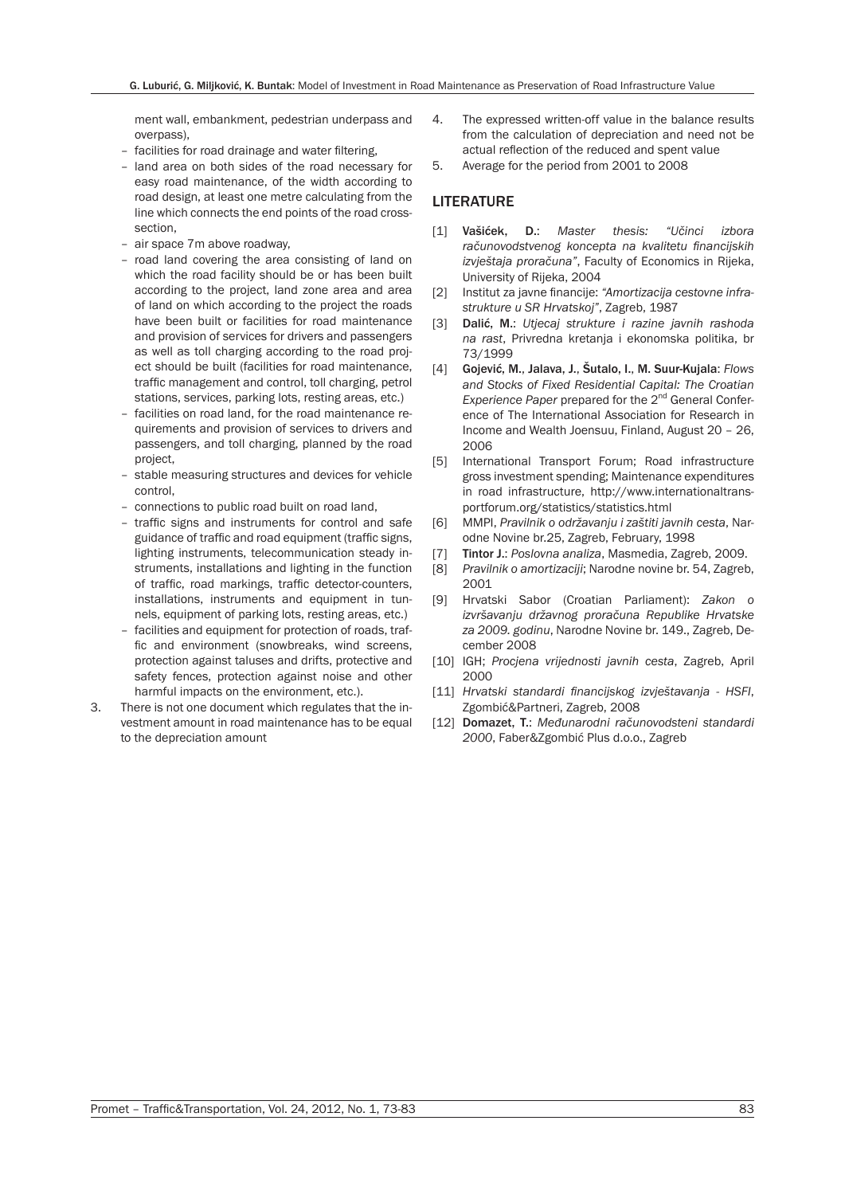ment wall, embankment, pedestrian underpass and overpass),
- facilities for road drainage and water filtering,
- land area on both sides of the road necessary for easy road maintenance, of the width according to road design, at least one metre calculating from the line which connects the end points of the road cross-section,
- air space 7m above roadway,
- road land covering the area consisting of land on which the road facility should be or has been built according to the project, land zone area and area of land on which according to the project the roads have been built or facilities for road maintenance and provision of services for drivers and passengers as well as toll charging according to the road project should be built (facilities for road maintenance, traffic management and control, toll charging, petrol stations, services, parking lots, resting areas, etc.)
- facilities on road land, for the road maintenance requirements and provision of services to drivers and passengers, and toll charging, planned by the road project,
- stable measuring structures and devices for vehicle control,
- connections to public road built on road land,
- traffic signs and instruments for control and safe guidance of traffic and road equipment (traffic signs, lighting instruments, telecommunication steady instruments, installations and lighting in the function of traffic, road markings, traffic detector-counters, installations, instruments and equipment in tunnels, equipment of parking lots, resting areas, etc.)
- facilities and equipment for protection of roads, traffic and environment (snowbreaks, wind screens, protection against taluses and drifts, protective and safety fences, protection against noise and other harmful impacts on the environment, etc.).

3. There is not one document which regulates that the investment amount in road maintenance has to be equal to the depreciation amount
4. The expressed written-off value in the balance results from the calculation of depreciation and need not be actual reflection of the reduced and spent value
5. Average for the period from 2001 to 2008

## LITERATURE

[1] **Vašićek, D.**: *Master thesis: "Učinci izbora računovodstvenog koncepta na kvalitetu financijskih izvještaja proračuna"*, Faculty of Economics in Rijeka, University of Rijeka, 2004

[2] Institut za javne financije: *"Amortizacija cestovne infrastrukture u SR Hrvatskoj"*, Zagreb, 1987

[3] **Dalić, M.**: *Utjecaj strukture i razine javnih rashoda na rast*, Privredna kretanja i ekonomska politika, br 73/1999

[4] **Gojević, M., Jalava, J., Šutalo, I., M. Suur-Kujala**: *Flows and Stocks of Fixed Residential Capital: The Croatian Experience Paper* prepared for the 2nd General Conference of The International Association for Research in Income and Wealth Joensuu, Finland, August 20 – 26, 2006

[5] International Transport Forum; Road infrastructure gross investment spending; Maintenance expenditures in road infrastructure, http://www.internationaltransportforum.org/statistics/statistics.html

[6] MMPI, *Pravilnik o održavanju i zaštiti javnih cesta*, Narodne Novine br.25, Zagreb, February, 1998

[7] **Tintor J.**: *Poslovna analiza*, Masmedia, Zagreb, 2009.

[8] *Pravilnik o amortizaciji*; Narodne novine br. 54, Zagreb, 2001

[9] Hrvatski Sabor (Croatian Parliament): *Zakon o izvršavanju državnog proračuna Republike Hrvatske za 2009. godinu*, Narodne Novine br. 149., Zagreb, December 2008

[10] IGH; *Procjena vrijednosti javnih cesta*, Zagreb, April 2000

[11] *Hrvatski standardi financijskog izvještavanja - HSFI*, Zgombić&Partneri, Zagreb, 2008

[12] **Domazet, T.**: *Međunarodni računovodsteni standardi 2000*, Faber&Zgombić Plus d.o.o., Zagreb